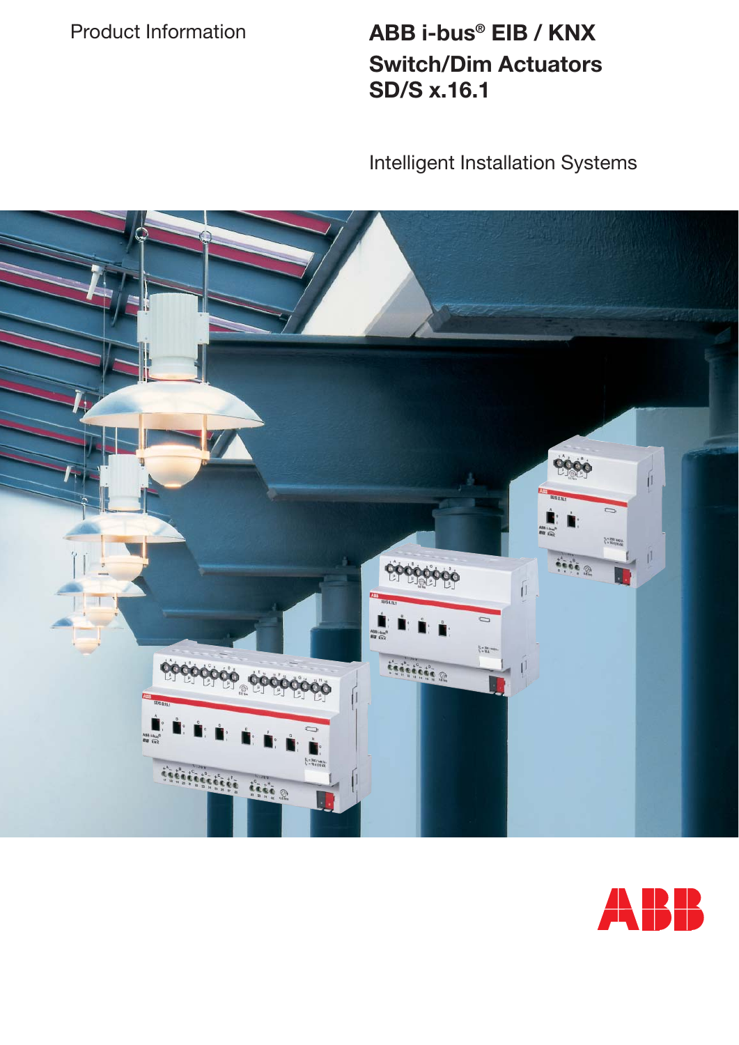Product Information

# ABB i-bus® EIB / KNX Switch/Dim Actuators SD/S x.16.1

Intelligent Installation Systems

ABB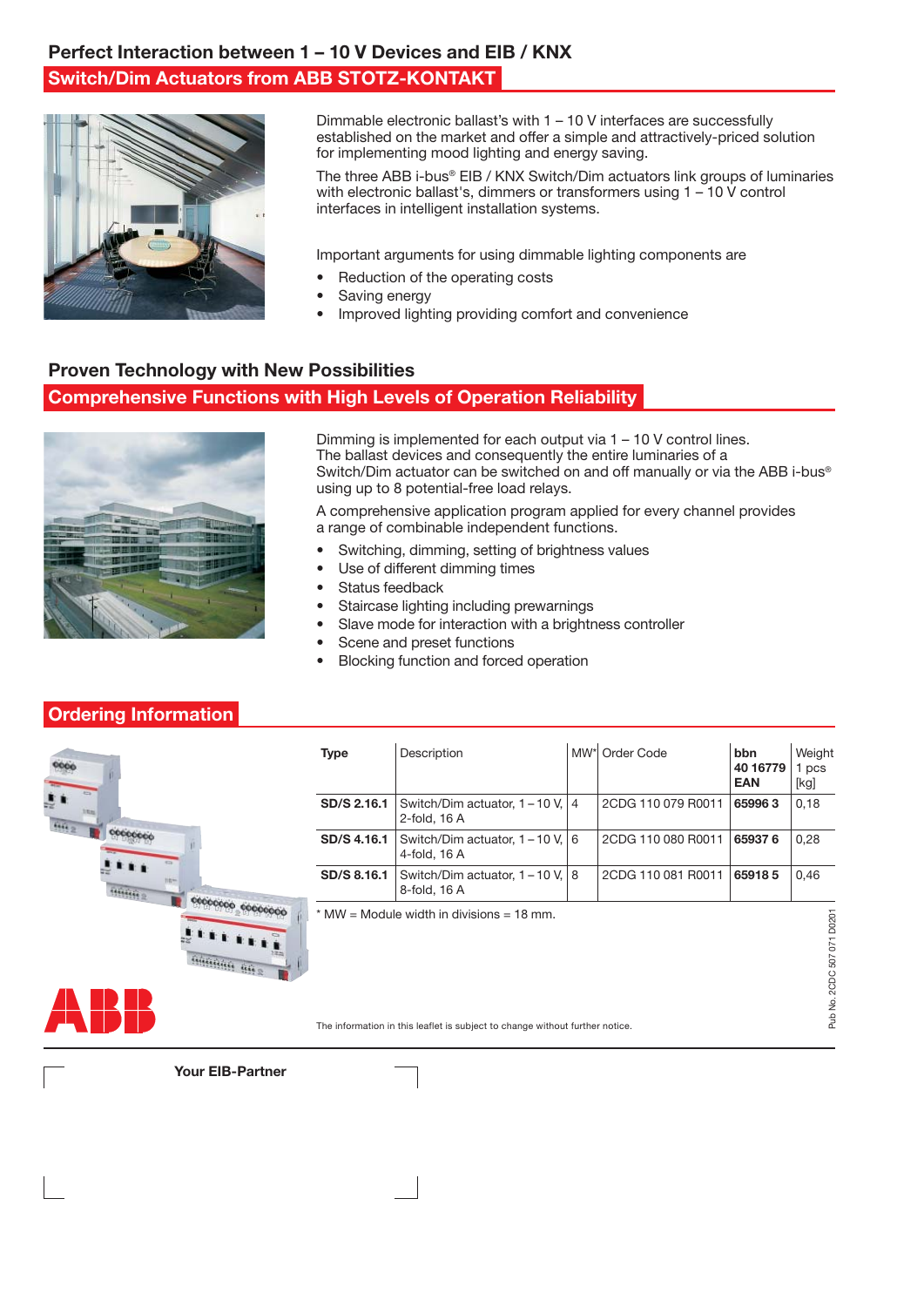## Perfect Interaction between 1 – 10 V Devices and EIB / KNX

## Switch/Dim Actuators from ABB STOTZ-KONTAKT

Dimmable electronic ballast's with 1 – 10 V interfaces are successfully established on the market and offer a simple and attractively-priced solution for implementing mood lighting and energy saving.

The three ABB i-bus® EIB / KNX Switch/Dim actuators link groups of luminaries with electronic ballast's, dimmers or transformers using 1 – 10 V control interfaces in intelligent installation systems.

Important arguments for using dimmable lighting components are

- Reduction of the operating costs
- Saving energy
- Improved lighting providing comfort and convenience

## Proven Technology with New Possibilities

## Comprehensive Functions with High Levels of Operation Reliability

Dimming is implemented for each output via 1 – 10 V control lines. The ballast devices and consequently the entire luminaries of a Switch/Dim actuator can be switched on and off manually or via the ABB i-bus® using up to 8 potential-free load relays.

A comprehensive application program applied for every channel provides a range of combinable independent functions.

- Switching, dimming, setting of brightness values
- Use of different dimming times
- Status feedback
- Staircase lighting including prewarnings
- Slave mode for interaction with a brightness controller
- Scene and preset functions
- Blocking function and forced operation

## Ordering Information

| Type | Description | MW* | Order Code | bbn 40 16779 EAN | Weight 1 pcs [kg] |
|---|---|---|---|---|---|
| **SD/S 2.16.1** | Switch/Dim actuator, 1 – 10 V, 2-fold, 16 A | 4 | 2CDG 110 079 R0011 | **65996 3** | 0,18 |
| **SD/S 4.16.1** | Switch/Dim actuator, 1 – 10 V, 4-fold, 16 A | 6 | 2CDG 110 080 R0011 | **65937 6** | 0,28 |
| **SD/S 8.16.1** | Switch/Dim actuator, 1 – 10 V, 8-fold, 16 A | 8 | 2CDG 110 081 R0011 | **65918 5** | 0,46 |

* MW = Module width in divisions = 18 mm.

The information in this leaflet is subject to change without further notice.

Pub No. 2CDC 507 071 D0201

**Your EIB-Partner**